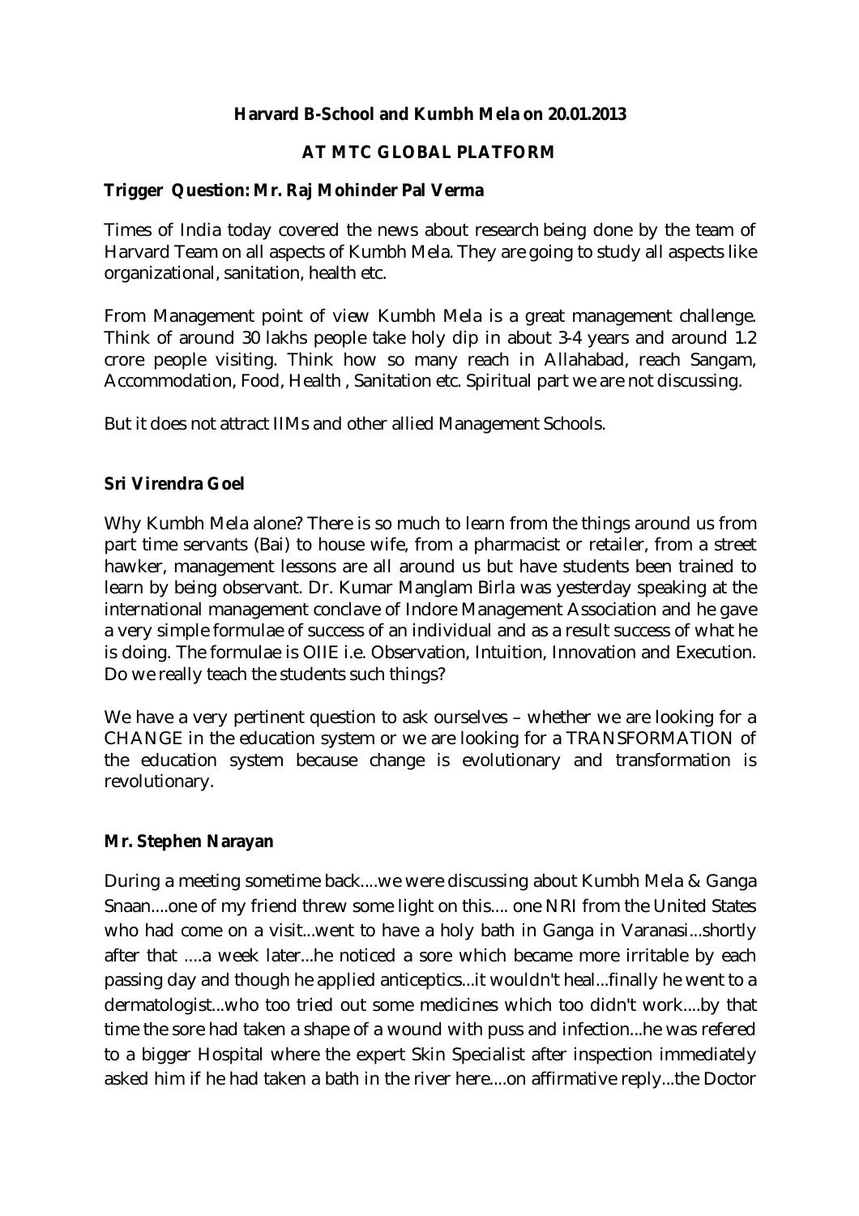**Harvard B-School and Kumbh Mela on 20.01.2013**

**AT MTC GLOBAL PLATFORM**

**Trigger Question: Mr. Raj Mohinder Pal Verma**

Times of India today covered the news about research being done by the team of Harvard Team on all aspects of Kumbh Mela. They are going to study all aspects like organizational, sanitation, health etc.

From Management point of view Kumbh Mela is a great management challenge. Think of around 30 lakhs people take holy dip in about 3-4 years and around 1.2 crore people visiting. Think how so many reach in Allahabad, reach Sangam, Accommodation, Food, Health , Sanitation etc. Spiritual part we are not discussing.

But it does not attract IIMs and other allied Management Schools.

**Sri Virendra Goel**

Why Kumbh Mela alone? There is so much to learn from the things around us from part time servants (Bai) to house wife, from a pharmacist or retailer, from a street hawker, management lessons are all around us but have students been trained to learn by being observant. Dr. Kumar Manglam Birla was yesterday speaking at the international management conclave of Indore Management Association and he gave a very simple formulae of success of an individual and as a result success of what he is doing. The formulae is OIIE i.e. Observation, Intuition, Innovation and Execution. Do we really teach the students such things?

We have a very pertinent question to ask ourselves – whether we are looking for a CHANGE in the education system or we are looking for a TRANSFORMATION of the education system because change is evolutionary and transformation is revolutionary.

**Mr. Stephen Narayan**

During a meeting sometime back....we were discussing about Kumbh Mela & Ganga Snaan....one of my friend threw some light on this.... one NRI from the United States who had come on a visit...went to have a holy bath in Ganga in Varanasi...shortly after that ....a week later...he noticed a sore which became more irritable by each passing day and though he applied anticeptics...it wouldn't heal...finally he went to a dermatologist...who too tried out some medicines which too didn't work....by that time the sore had taken a shape of a wound with puss and infection...he was refered to a bigger Hospital where the expert Skin Specialist after inspection immediately asked him if he had taken a bath in the river here....on affirmative reply...the Doctor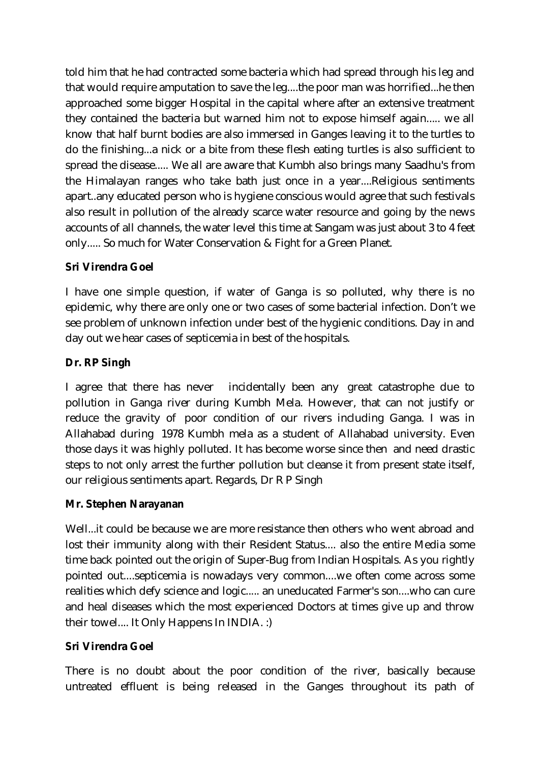told him that he had contracted some bacteria which had spread through his leg and that would require amputation to save the leg....the poor man was horrified...he then approached some bigger Hospital in the capital where after an extensive treatment they contained the bacteria but warned him not to expose himself again..... we all know that half burnt bodies are also immersed in Ganges leaving it to the turtles to do the finishing...a nick or a bite from these flesh eating turtles is also sufficient to spread the disease..... We all are aware that Kumbh also brings many Saadhu's from the Himalayan ranges who take bath just once in a year....Religious sentiments apart..any educated person who is hygiene conscious would agree that such festivals also result in pollution of the already scarce water resource and going by the news accounts of all channels, the water level this time at Sangam was just about 3 to 4 feet only..... So much for Water Conservation & Fight for a Green Planet.

**Sri Virendra Goel**

I have one simple question, if water of Ganga is so polluted, why there is no epidemic, why there are only one or two cases of some bacterial infection. Don't we see problem of unknown infection under best of the hygienic conditions. Day in and day out we hear cases of septicemia in best of the hospitals.

**Dr. RP Singh**

I agree that there has never incidentally been any great catastrophe due to pollution in Ganga river during Kumbh Mela. However, that can not justify or reduce the gravity of poor condition of our rivers including Ganga. I was in Allahabad during 1978 Kumbh mela as a student of Allahabad university. Even those days it was highly polluted. It has become worse since then and need drastic steps to not only arrest the further pollution but cleanse it from present state itself, our religious sentiments apart. Regards, Dr R P Singh

**Mr. Stephen Narayanan**

Well...it could be because we are more resistance then others who went abroad and lost their immunity along with their Resident Status.... also the entire Media some time back pointed out the origin of Super-Bug from Indian Hospitals. As you rightly pointed out....septicemia is nowadays very common....we often come across some realities which defy science and logic..... an uneducated Farmer's son....who can cure and heal diseases which the most experienced Doctors at times give up and throw their towel.... It Only Happens In INDIA. :)

**Sri Virendra Goel**

There is no doubt about the poor condition of the river, basically because untreated effluent is being released in the Ganges throughout its path of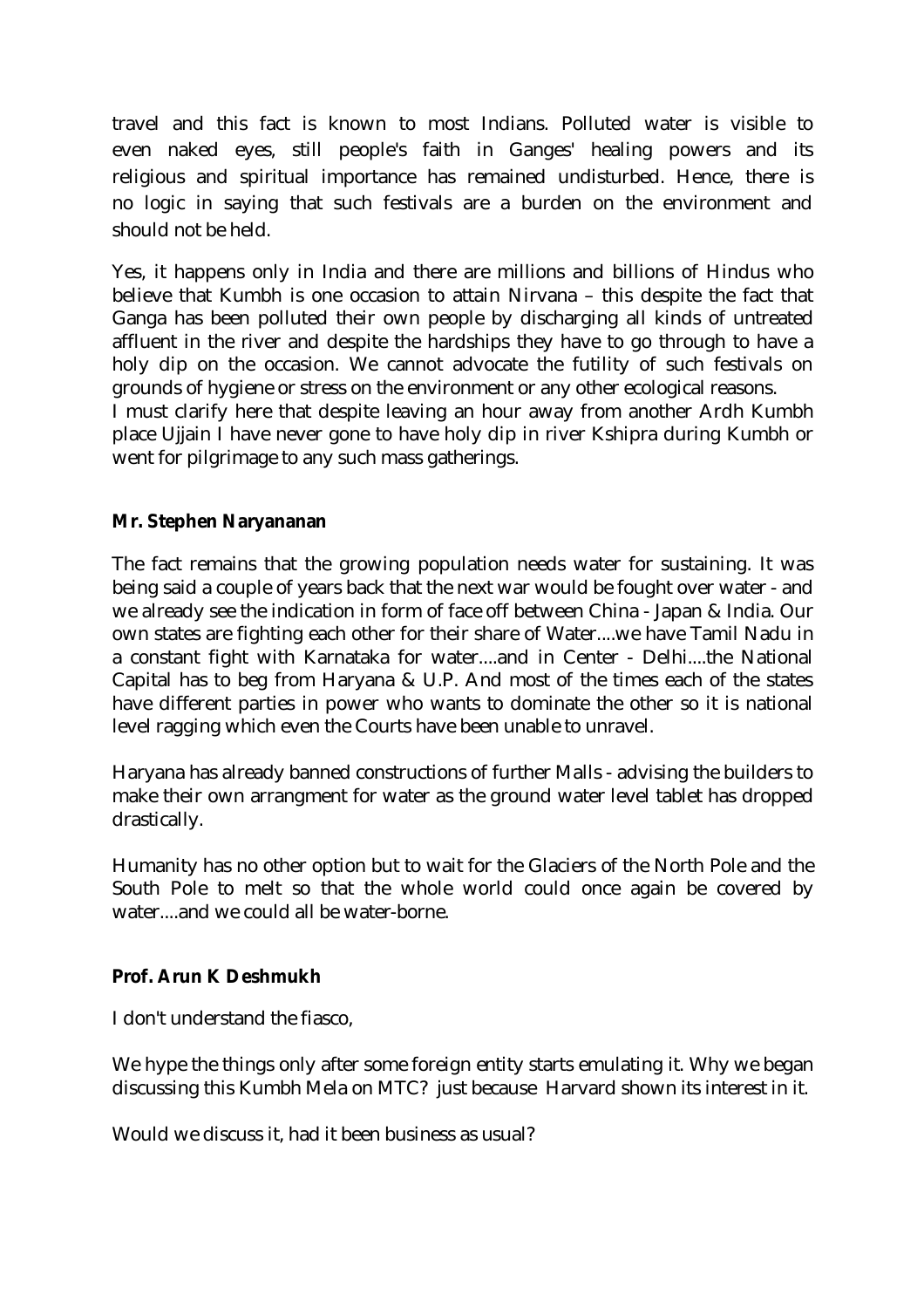travel and this fact is known to most Indians. Polluted water is visible to even naked eyes, still people's faith in Ganges' healing powers and its religious and spiritual importance has remained undisturbed. Hence, there is no logic in saying that such festivals are a burden on the environment and should not be held.

Yes, it happens only in India and there are millions and billions of Hindus who believe that Kumbh is one occasion to attain Nirvana – this despite the fact that Ganga has been polluted their own people by discharging all kinds of untreated affluent in the river and despite the hardships they have to go through to have a holy dip on the occasion. We cannot advocate the futility of such festivals on grounds of hygiene or stress on the environment or any other ecological reasons. I must clarify here that despite leaving an hour away from another Ardh Kumbh place Ujjain I have never gone to have holy dip in river Kshipra during Kumbh or went for pilgrimage to any such mass gatherings.

**Mr. Stephen Naryananan**

The fact remains that the growing population needs water for sustaining. It was being said a couple of years back that the next war would be fought over water - and we already see the indication in form of face off between China - Japan & India. Our own states are fighting each other for their share of Water....we have Tamil Nadu in a constant fight with Karnataka for water....and in Center - Delhi....the National Capital has to beg from Haryana & U.P. And most of the times each of the states have different parties in power who wants to dominate the other so it is national level ragging which even the Courts have been unable to unravel.

Haryana has already banned constructions of further Malls - advising the builders to make their own arrangment for water as the ground water level tablet has dropped drastically.

Humanity has no other option but to wait for the Glaciers of the North Pole and the South Pole to melt so that the whole world could once again be covered by water....and we could all be water-borne.

**Prof. Arun K Deshmukh**

I don't understand the fiasco,

We hype the things only after some foreign entity starts emulating it. Why we began discussing this Kumbh Mela on MTC? just because Harvard shown its interest in it.

Would we discuss it, had it been business as usual?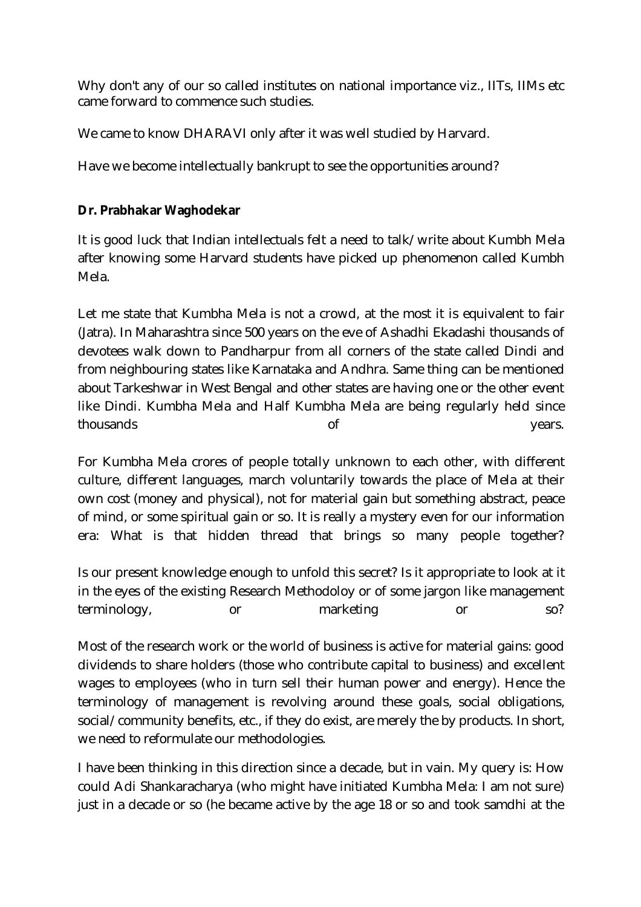Why don't any of our so called institutes on national importance viz., IITs, IIMs etc came forward to commence such studies.

We came to know DHARAVI only after it was well studied by Harvard.

Have we become intellectually bankrupt to see the opportunities around?

**Dr. Prabhakar Waghodekar**

It is good luck that Indian intellectuals felt a need to talk/write about Kumbh Mela after knowing some Harvard students have picked up phenomenon called Kumbh Mela.

Let me state that Kumbha Mela is not a crowd, at the most it is equivalent to fair (Jatra). In Maharashtra since 500 years on the eve of Ashadhi Ekadashi thousands of devotees walk down to Pandharpur from all corners of the state called Dindi and from neighbouring states like Karnataka and Andhra. Same thing can be mentioned about Tarkeshwar in West Bengal and other states are having one or the other event like Dindi. Kumbha Mela and Half Kumbha Mela are being regularly held since thousands of years.

For Kumbha Mela crores of people totally unknown to each other, with different culture, different languages, march voluntarily towards the place of Mela at their own cost (money and physical), not for material gain but something abstract, peace of mind, or some spiritual gain or so. It is really a mystery even for our information era: What is that hidden thread that brings so many people together?

Is our present knowledge enough to unfold this secret? Is it appropriate to look at it in the eyes of the existing Research Methodoloy or of some jargon like management terminology, or marketing or so?

Most of the research work or the world of business is active for material gains: good dividends to share holders (those who contribute capital to business) and excellent wages to employees (who in turn sell their human power and energy). Hence the terminology of management is revolving around these goals, social obligations, social/community benefits, etc., if they do exist, are merely the by products. In short, we need to reformulate our methodologies.

I have been thinking in this direction since a decade, but in vain. My query is: How could Adi Shankaracharya (who might have initiated Kumbha Mela: I am not sure) just in a decade or so (he became active by the age 18 or so and took samdhi at the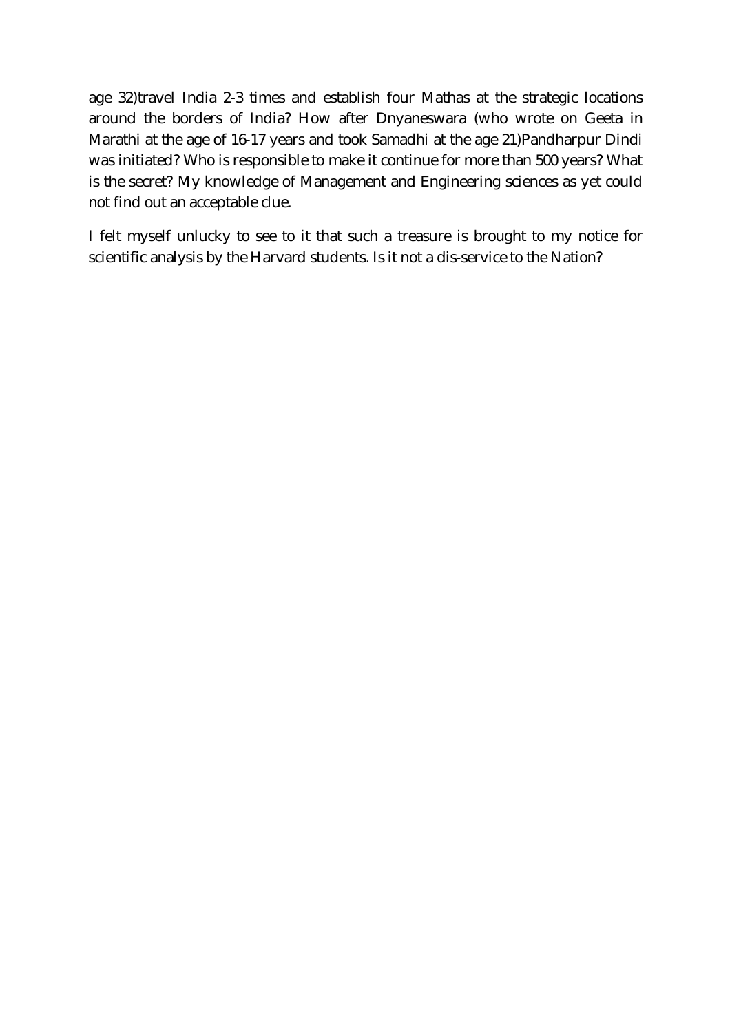age 32)travel India 2-3 times and establish four Mathas at the strategic locations around the borders of India? How after Dnyaneswara (who wrote on Geeta in Marathi at the age of 16-17 years and took Samadhi at the age 21)Pandharpur Dindi was initiated? Who is responsible to make it continue for more than 500 years? What is the secret? My knowledge of Management and Engineering sciences as yet could not find out an acceptable clue.

I felt myself unlucky to see to it that such a treasure is brought to my notice for scientific analysis by the Harvard students. Is it not a dis-service to the Nation?